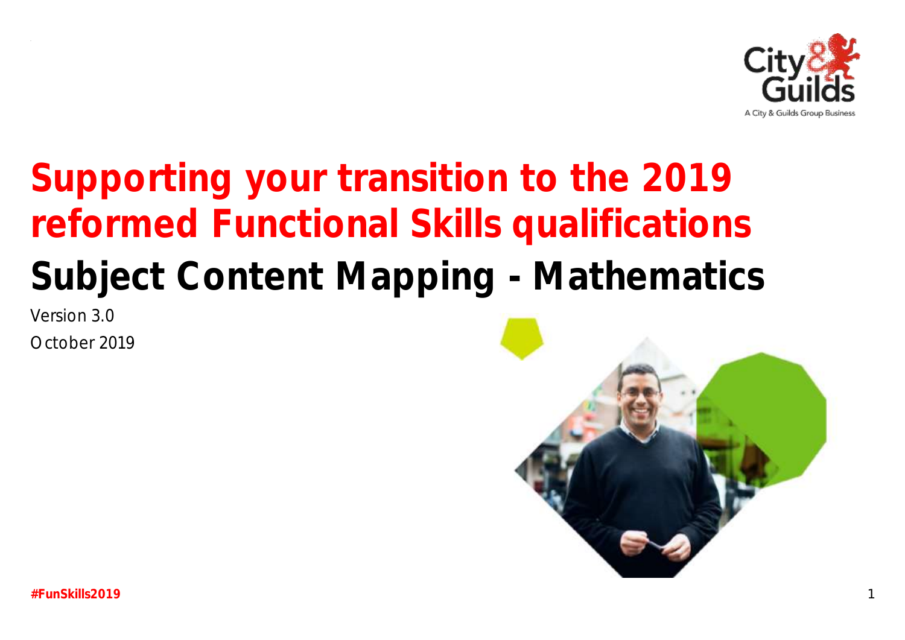# Supporting your transition to the 2019 reformed Functional Skills qualifications

## Subject Content Mapping - Mathematics

Version 3.0

October 2019

#FunSkills2019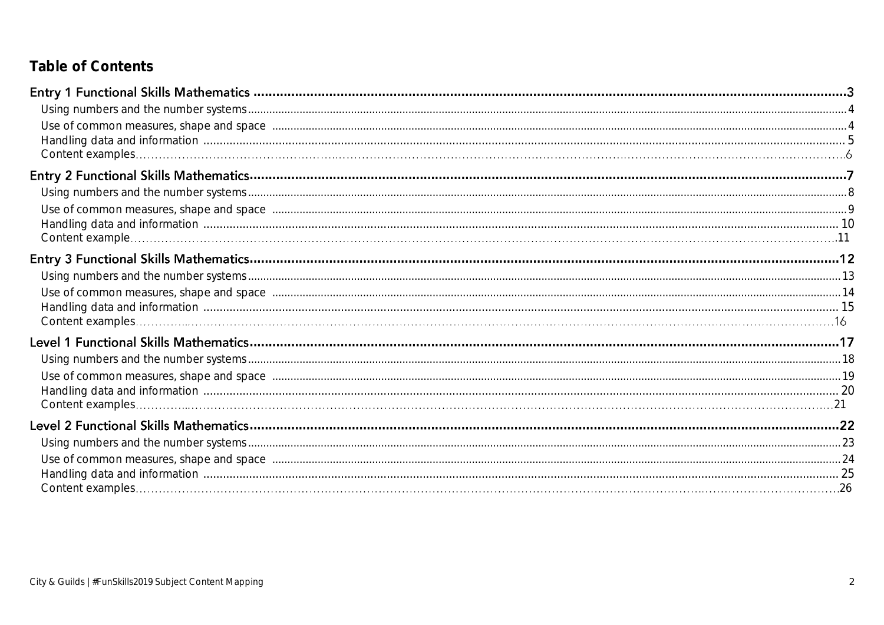## Table of Contents

- Entry 1 Functional Skills Mathematics ..... 3
  - Using numbers and the number systems ..... 4
  - Use of common measures, shape and space ..... 4
  - Handling data and information ..... 5
  - Content examples ..... 6
- Entry 2 Functional Skills Mathematics ..... 7
  - Using numbers and the number systems ..... 8
  - Use of common measures, shape and space ..... 9
  - Handling data and information ..... 10
  - Content example ..... 11
- Entry 3 Functional Skills Mathematics ..... 12
  - Using numbers and the number systems ..... 13
  - Use of common measures, shape and space ..... 14
  - Handling data and information ..... 15
  - Content examples ..... 16
- Level 1 Functional Skills Mathematics ..... 17
  - Using numbers and the number systems ..... 18
  - Use of common measures, shape and space ..... 19
  - Handling data and information ..... 20
  - Content examples ..... 21
- Level 2 Functional Skills Mathematics ..... 22
  - Using numbers and the number systems ..... 23
  - Use of common measures, shape and space ..... 24
  - Handling data and information ..... 25
  - Content examples ..... 26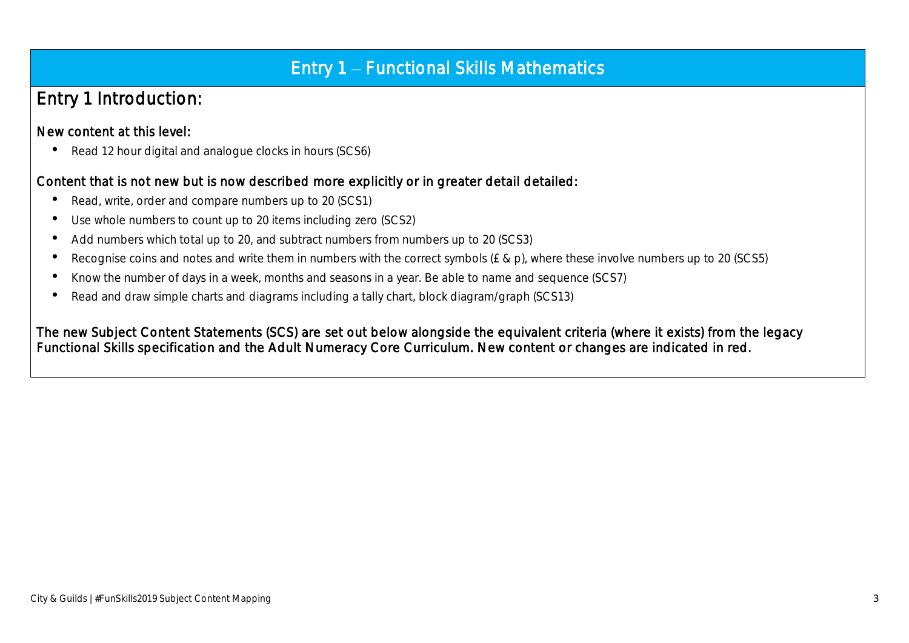# Entry 1 – Functional Skills Mathematics

## Entry 1 Introduction:

### New content at this level:

- Read 12 hour digital and analogue clocks in hours (SCS6)

### Content that is not new but is now described more explicitly or in greater detail detailed:

- Read, write, order and compare numbers up to 20 (SCS1)
- Use whole numbers to count up to 20 items including zero (SCS2)
- Add numbers which total up to 20, and subtract numbers from numbers up to 20 (SCS3)
- Recognise coins and notes and write them in numbers with the correct symbols (£ & p), where these involve numbers up to 20 (SCS5)
- Know the number of days in a week, months and seasons in a year. Be able to name and sequence (SCS7)
- Read and draw simple charts and diagrams including a tally chart, block diagram/graph (SCS13)

The new Subject Content Statements (SCS) are set out below alongside the equivalent criteria (where it exists) from the legacy Functional Skills specification and the Adult Numeracy Core Curriculum. New content or changes are indicated in red.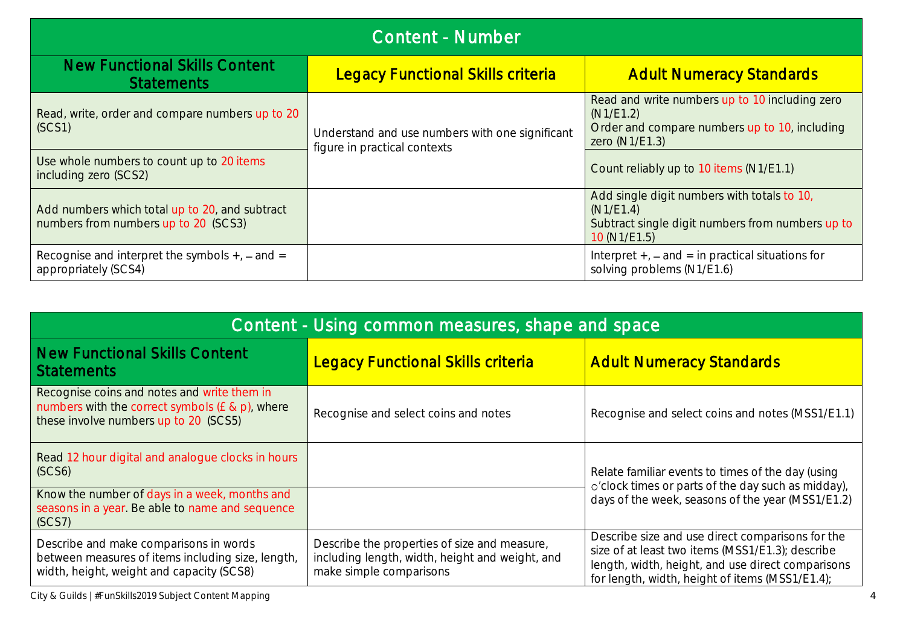| Content - Number | | |
|---|---|---|
| **New Functional Skills Content Statements** | **Legacy Functional Skills criteria** | **Adult Numeracy Standards** |
| Read, write, order and compare numbers up to 20 (SCS1) | Understand and use numbers with one significant figure in practical contexts | Read and write numbers up to 10 including zero (N1/E1.2) Order and compare numbers up to 10, including zero (N1/E1.3) |
| Use whole numbers to count up to 20 items including zero (SCS2) | | Count reliably up to 10 items (N1/E1.1) |
| Add numbers which total up to 20, and subtract numbers from numbers up to 20 (SCS3) | | Add single digit numbers with totals to 10, (N1/E1.4) Subtract single digit numbers from numbers up to 10 (N1/E1.5) |
| Recognise and interpret the symbols +, – and = appropriately (SCS4) | | Interpret +, – and = in practical situations for solving problems (N1/E1.6) |

| Content - Using common measures, shape and space | | |
|---|---|---|
| **New Functional Skills Content Statements** | **Legacy Functional Skills criteria** | **Adult Numeracy Standards** |
| Recognise coins and notes and write them in numbers with the correct symbols (£ & p), where these involve numbers up to 20 (SCS5) | Recognise and select coins and notes | Recognise and select coins and notes (MSS1/E1.1) |
| Read 12 hour digital and analogue clocks in hours (SCS6) | | Relate familiar events to times of the day (using o'clock times or parts of the day such as midday), days of the week, seasons of the year (MSS1/E1.2) |
| Know the number of days in a week, months and seasons in a year. Be able to name and sequence (SCS7) | | |
| Describe and make comparisons in words between measures of items including size, length, width, height, weight and capacity (SCS8) | Describe the properties of size and measure, including length, width, height and weight, and make simple comparisons | Describe size and use direct comparisons for the size of at least two items (MSS1/E1.3); describe length, width, height, and use direct comparisons for length, width, height of items (MSS1/E1.4); |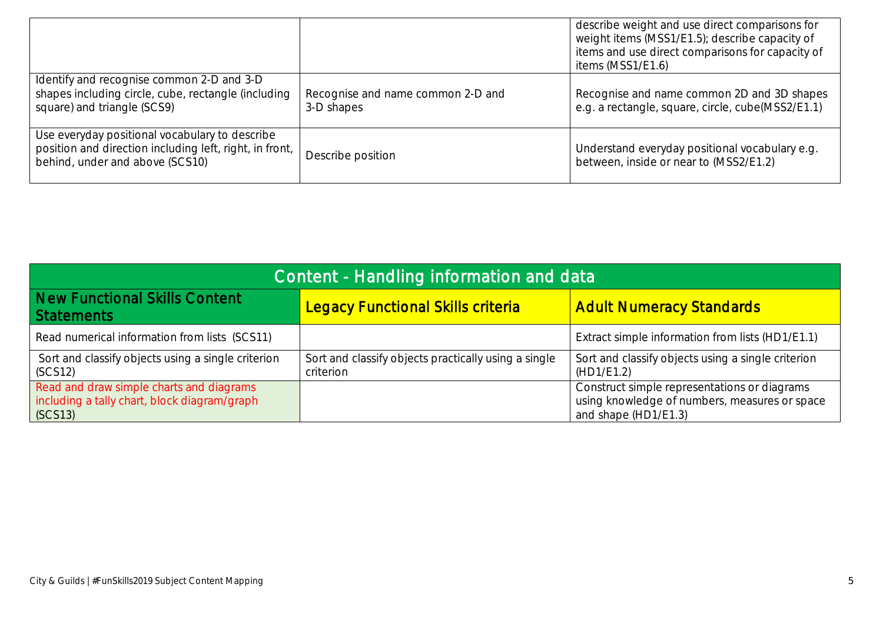| | | |
|---|---|---|
| | | describe weight and use direct comparisons for weight items (MSS1/E1.5); describe capacity of items and use direct comparisons for capacity of items (MSS1/E1.6) |
| Identify and recognise common 2-D and 3-D shapes including circle, cube, rectangle (including square) and triangle (SCS9) | Recognise and name common 2-D and 3-D shapes | Recognise and name common 2D and 3D shapes e.g. a rectangle, square, circle, cube(MSS2/E1.1) |
| Use everyday positional vocabulary to describe position and direction including left, right, in front, behind, under and above (SCS10) | Describe position | Understand everyday positional vocabulary e.g. between, inside or near to (MSS2/E1.2) |

| Content - Handling information and data | | |
|---|---|---|
| **New Functional Skills Content Statements** | **Legacy Functional Skills criteria** | **Adult Numeracy Standards** |
| Read numerical information from lists (SCS11) | | Extract simple information from lists (HD1/E1.1) |
| Sort and classify objects using a single criterion (SCS12) | Sort and classify objects practically using a single criterion | Sort and classify objects using a single criterion (HD1/E1.2) |
| Read and draw simple charts and diagrams including a tally chart, block diagram/graph (SCS13) | | Construct simple representations or diagrams using knowledge of numbers, measures or space and shape (HD1/E1.3) |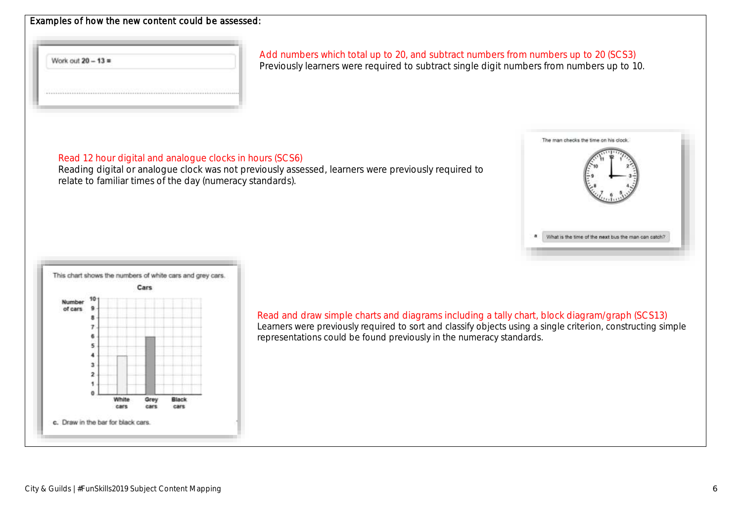Examples of how the new content could be assessed:

Work out 20 – 13 =

Add numbers which total up to 20, and subtract numbers from numbers up to 20 (SCS3)
Previously learners were required to subtract single digit numbers from numbers up to 10.

Read 12 hour digital and analogue clocks in hours (SCS6)
Reading digital or analogue clock was not previously assessed, learners were previously required to relate to familiar times of the day (numeracy standards).

The man checks the time on his clock.

a What is the time of the **next** bus the man can catch?

This chart shows the numbers of white cars and grey cars.

Cars

c. Draw in the bar for black cars.

Read and draw simple charts and diagrams including a tally chart, block diagram/graph (SCS13)
Learners were previously required to sort and classify objects using a single criterion, constructing simple representations could be found previously in the numeracy standards.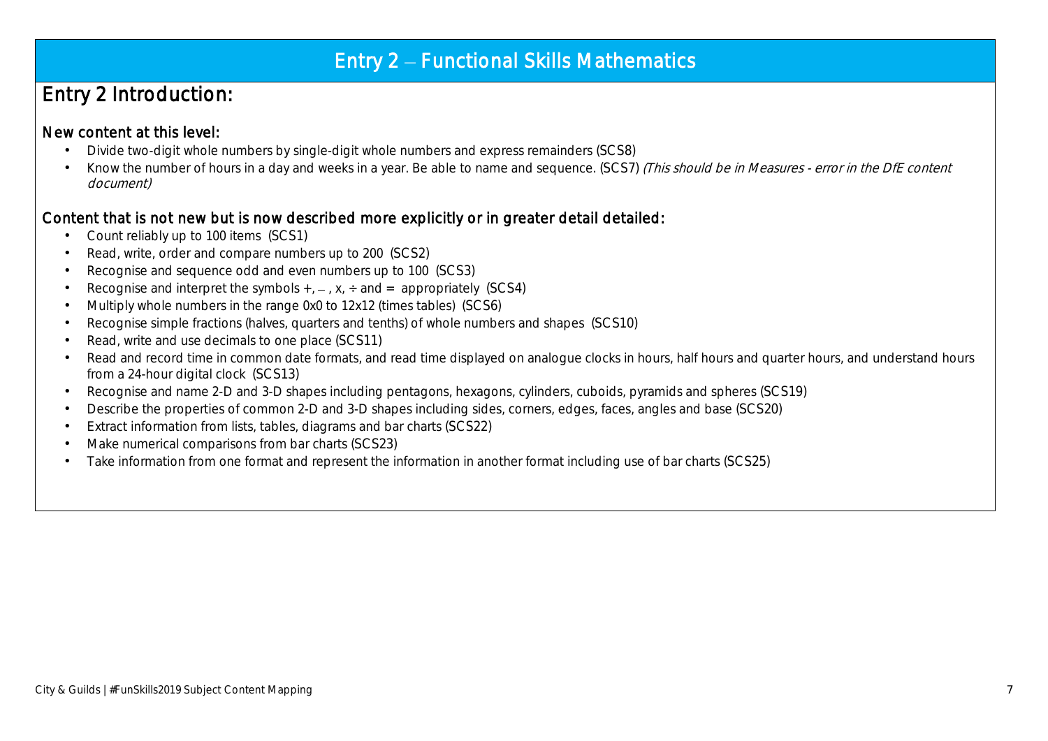# Entry 2 – Functional Skills Mathematics

## Entry 2 Introduction:

### New content at this level:

- Divide two-digit whole numbers by single-digit whole numbers and express remainders (SCS8)
- Know the number of hours in a day and weeks in a year. Be able to name and sequence. (SCS7) *(This should be in Measures - error in the DfE content document)*

### Content that is not new but is now described more explicitly or in greater detail detailed:

- Count reliably up to 100 items (SCS1)
- Read, write, order and compare numbers up to 200 (SCS2)
- Recognise and sequence odd and even numbers up to 100 (SCS3)
- Recognise and interpret the symbols +, –, x, ÷ and = appropriately (SCS4)
- Multiply whole numbers in the range 0x0 to 12x12 (times tables) (SCS6)
- Recognise simple fractions (halves, quarters and tenths) of whole numbers and shapes (SCS10)
- Read, write and use decimals to one place (SCS11)
- Read and record time in common date formats, and read time displayed on analogue clocks in hours, half hours and quarter hours, and understand hours from a 24-hour digital clock (SCS13)
- Recognise and name 2-D and 3-D shapes including pentagons, hexagons, cylinders, cuboids, pyramids and spheres (SCS19)
- Describe the properties of common 2-D and 3-D shapes including sides, corners, edges, faces, angles and base (SCS20)
- Extract information from lists, tables, diagrams and bar charts (SCS22)
- Make numerical comparisons from bar charts (SCS23)
- Take information from one format and represent the information in another format including use of bar charts (SCS25)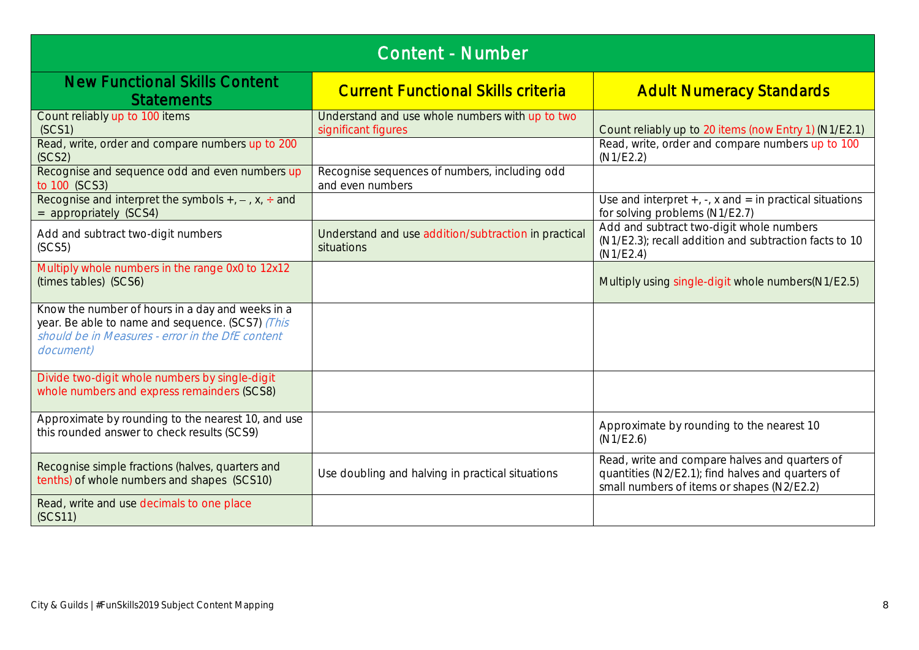## Content - Number

| New Functional Skills Content Statements | Current Functional Skills criteria | Adult Numeracy Standards |
|---|---|---|
| Count reliably up to 100 items (SCS1) | Understand and use whole numbers with up to two significant figures | Count reliably up to 20 items (now Entry 1) (N1/E2.1) |
| Read, write, order and compare numbers up to 200 (SCS2) | | Read, write, order and compare numbers up to 100 (N1/E2.2) |
| Recognise and sequence odd and even numbers up to 100 (SCS3) | Recognise sequences of numbers, including odd and even numbers | |
| Recognise and interpret the symbols +, – , x, ÷ and = appropriately (SCS4) | | Use and interpret +, -, x and = in practical situations for solving problems (N1/E2.7) |
| Add and subtract two-digit numbers (SCS5) | Understand and use addition/subtraction in practical situations | Add and subtract two-digit whole numbers (N1/E2.3); recall addition and subtraction facts to 10 (N1/E2.4) |
| Multiply whole numbers in the range 0x0 to 12x12 (times tables) (SCS6) | | Multiply using single-digit whole numbers(N1/E2.5) |
| Know the number of hours in a day and weeks in a year. Be able to name and sequence. (SCS7) *(This should be in Measures - error in the DfE content document)* | | |
| Divide two-digit whole numbers by single-digit whole numbers and express remainders (SCS8) | | |
| Approximate by rounding to the nearest 10, and use this rounded answer to check results (SCS9) | | Approximate by rounding to the nearest 10 (N1/E2.6) |
| Recognise simple fractions (halves, quarters and tenths) of whole numbers and shapes (SCS10) | Use doubling and halving in practical situations | Read, write and compare halves and quarters of quantities (N2/E2.1); find halves and quarters of small numbers of items or shapes (N2/E2.2) |
| Read, write and use decimals to one place (SCS11) | | |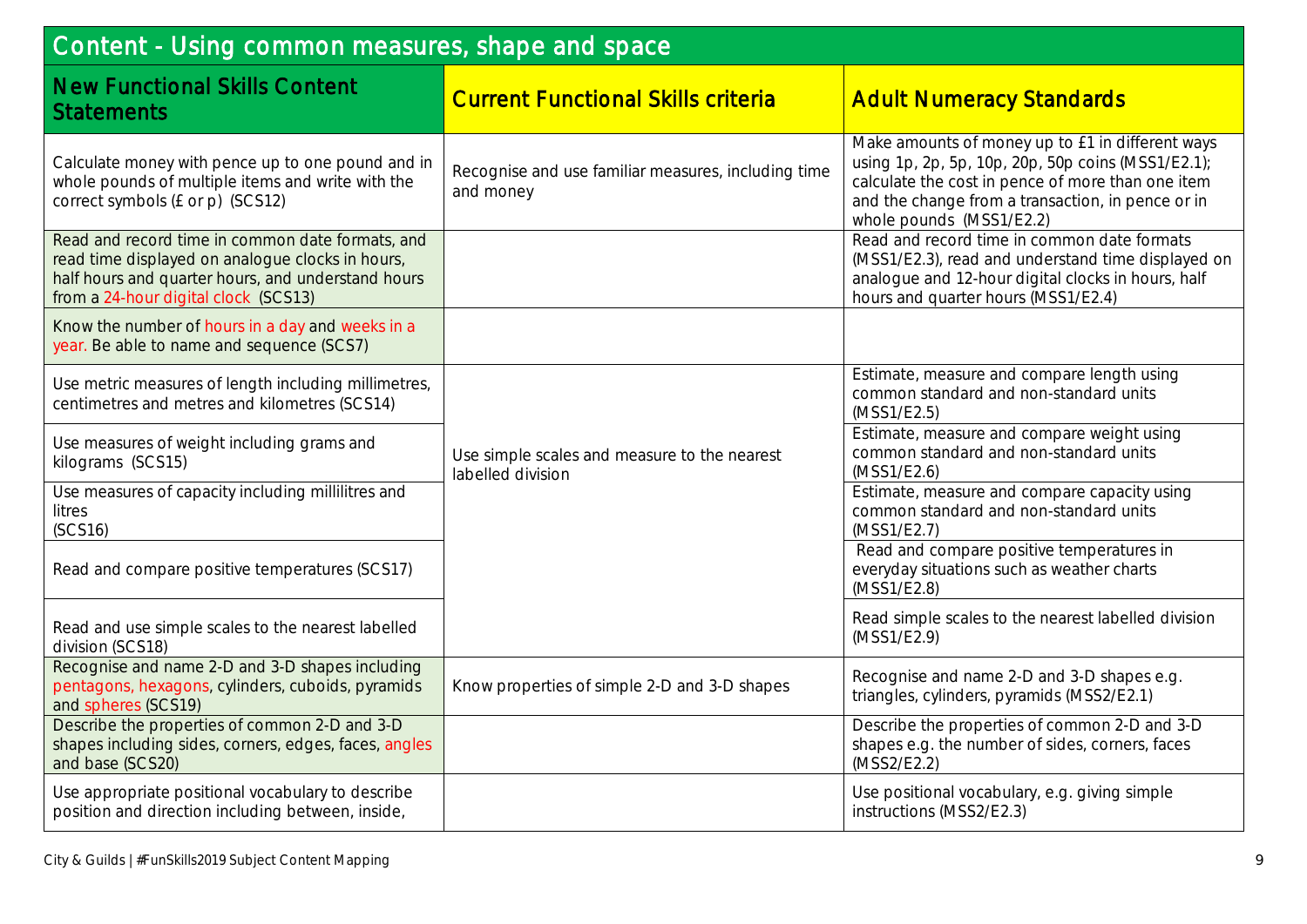## Content - Using common measures, shape and space

| New Functional Skills Content Statements | Current Functional Skills criteria | Adult Numeracy Standards |
| --- | --- | --- |
| Calculate money with pence up to one pound and in whole pounds of multiple items and write with the correct symbols (£ or p) (SCS12) | Recognise and use familiar measures, including time and money | Make amounts of money up to £1 in different ways using 1p, 2p, 5p, 10p, 20p, 50p coins (MSS1/E2.1); calculate the cost in pence of more than one item and the change from a transaction, in pence or in whole pounds (MSS1/E2.2) |
| Read and record time in common date formats, and read time displayed on analogue clocks in hours, half hours and quarter hours, and understand hours from a 24-hour digital clock (SCS13) | | Read and record time in common date formats (MSS1/E2.3), read and understand time displayed on analogue and 12-hour digital clocks in hours, half hours and quarter hours (MSS1/E2.4) |
| Know the number of hours in a day and weeks in a year. Be able to name and sequence (SCS7) | | |
| Use metric measures of length including millimetres, centimetres and metres and kilometres (SCS14) | Use simple scales and measure to the nearest labelled division | Estimate, measure and compare length using common standard and non-standard units (MSS1/E2.5) |
| Use measures of weight including grams and kilograms (SCS15) | | Estimate, measure and compare weight using common standard and non-standard units (MSS1/E2.6) |
| Use measures of capacity including millilitres and litres (SCS16) | | Estimate, measure and compare capacity using common standard and non-standard units (MSS1/E2.7) |
| Read and compare positive temperatures (SCS17) | | Read and compare positive temperatures in everyday situations such as weather charts (MSS1/E2.8) |
| Read and use simple scales to the nearest labelled division (SCS18) | | Read simple scales to the nearest labelled division (MSS1/E2.9) |
| Recognise and name 2-D and 3-D shapes including pentagons, hexagons, cylinders, cuboids, pyramids and spheres (SCS19) | Know properties of simple 2-D and 3-D shapes | Recognise and name 2-D and 3-D shapes e.g. triangles, cylinders, pyramids (MSS2/E2.1) |
| Describe the properties of common 2-D and 3-D shapes including sides, corners, edges, faces, angles and base (SCS20) | | Describe the properties of common 2-D and 3-D shapes e.g. the number of sides, corners, faces (MSS2/E2.2) |
| Use appropriate positional vocabulary to describe position and direction including between, inside, | | Use positional vocabulary, e.g. giving simple instructions (MSS2/E2.3) |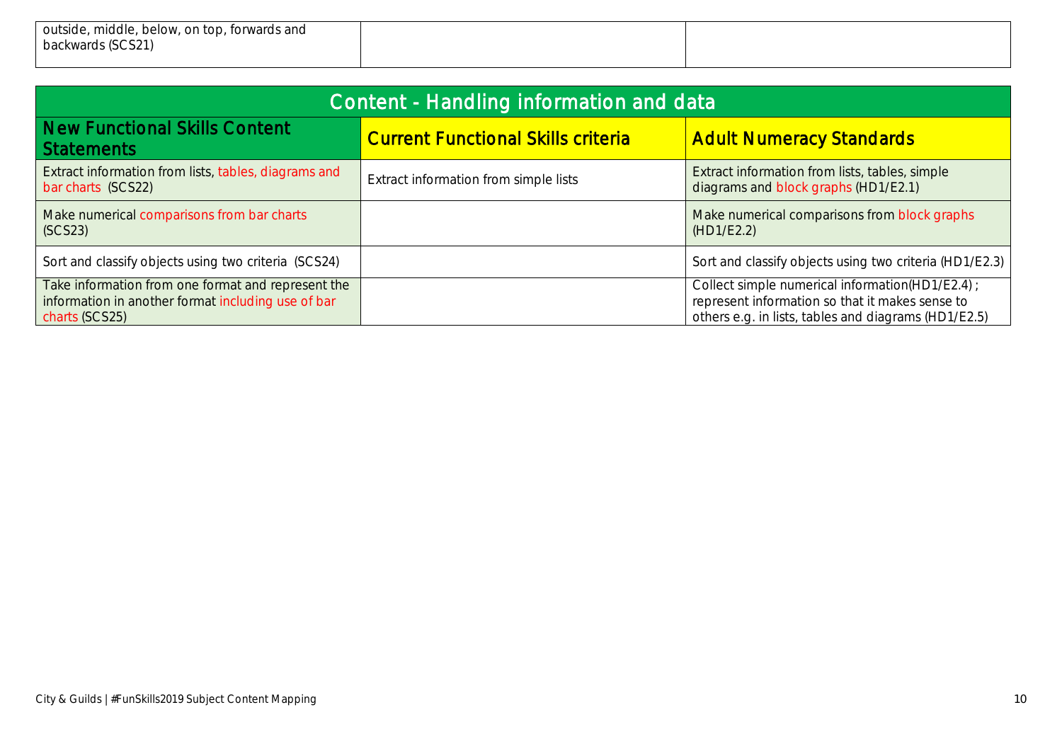| outside, middle, below, on top, forwards and backwards (SCS21) | | |
|---|---|---|

| Content - Handling information and data | | |
|---|---|---|
| **New Functional Skills Content Statements** | **Current Functional Skills criteria** | **Adult Numeracy Standards** |
| Extract information from lists, tables, diagrams and bar charts (SCS22) | Extract information from simple lists | Extract information from lists, tables, simple diagrams and block graphs (HD1/E2.1) |
| Make numerical comparisons from bar charts (SCS23) | | Make numerical comparisons from block graphs (HD1/E2.2) |
| Sort and classify objects using two criteria (SCS24) | | Sort and classify objects using two criteria (HD1/E2.3) |
| Take information from one format and represent the information in another format including use of bar charts (SCS25) | | Collect simple numerical information(HD1/E2.4) ; represent information so that it makes sense to others e.g. in lists, tables and diagrams (HD1/E2.5) |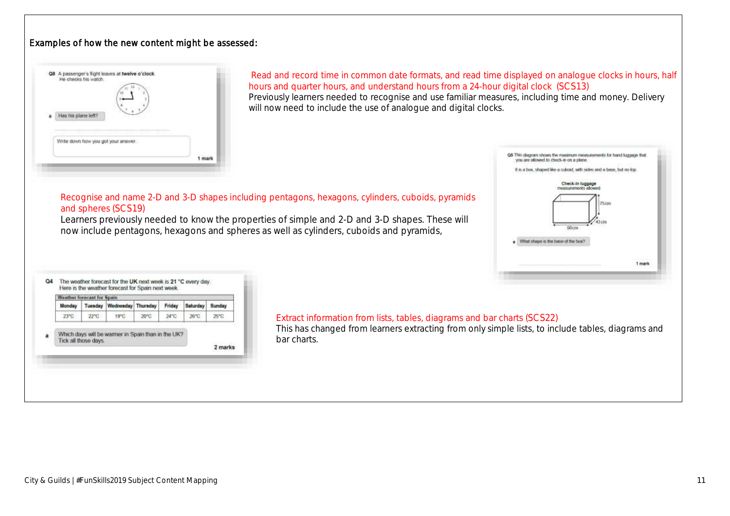Examples of how the new content might be assessed:

Q8 A passenger's flight leaves at **twelve o'clock**.
He checks his watch.

a Has his plane left?

Write down how you got your answer.

1 mark

Read and record time in common date formats, and read time displayed on analogue clocks in hours, half hours and quarter hours, and understand hours from a 24-hour digital clock (SCS13)

Previously learners needed to recognise and use familiar measures, including time and money. Delivery will now need to include the use of analogue and digital clocks.

Q5 This diagram shows the maximum measurements for hand luggage that you are allowed to check-in on a plane.

It is a box, shaped like a cuboid, with sides and a base, but no top.

Check-in luggage measurements allowed

75cm

43cm

90cm

a What shape is the base of the box?

1 mark

Recognise and name 2-D and 3-D shapes including pentagons, hexagons, cylinders, cuboids, pyramids and spheres (SCS19)

Learners previously needed to know the properties of simple and 2-D and 3-D shapes. These will now include pentagons, hexagons and spheres as well as cylinders, cuboids and pyramids,

Q4 The weather forecast for the **UK** next week is **21 °C** every day.
Here is the weather forecast for Spain next week.

| Weather forecast for Spain | | | | | | |
|---|---|---|---|---|---|---|
| Monday | Tuesday | Wednesday | Thursday | Friday | Saturday | Sunday |
| 23°C | 22°C | 19°C | 20°C | 24°C | 26°C | 25°C |

a Which days will be warmer in Spain than in the UK?
Tick all those days.

2 marks

Extract information from lists, tables, diagrams and bar charts (SCS22)

This has changed from learners extracting from only simple lists, to include tables, diagrams and bar charts.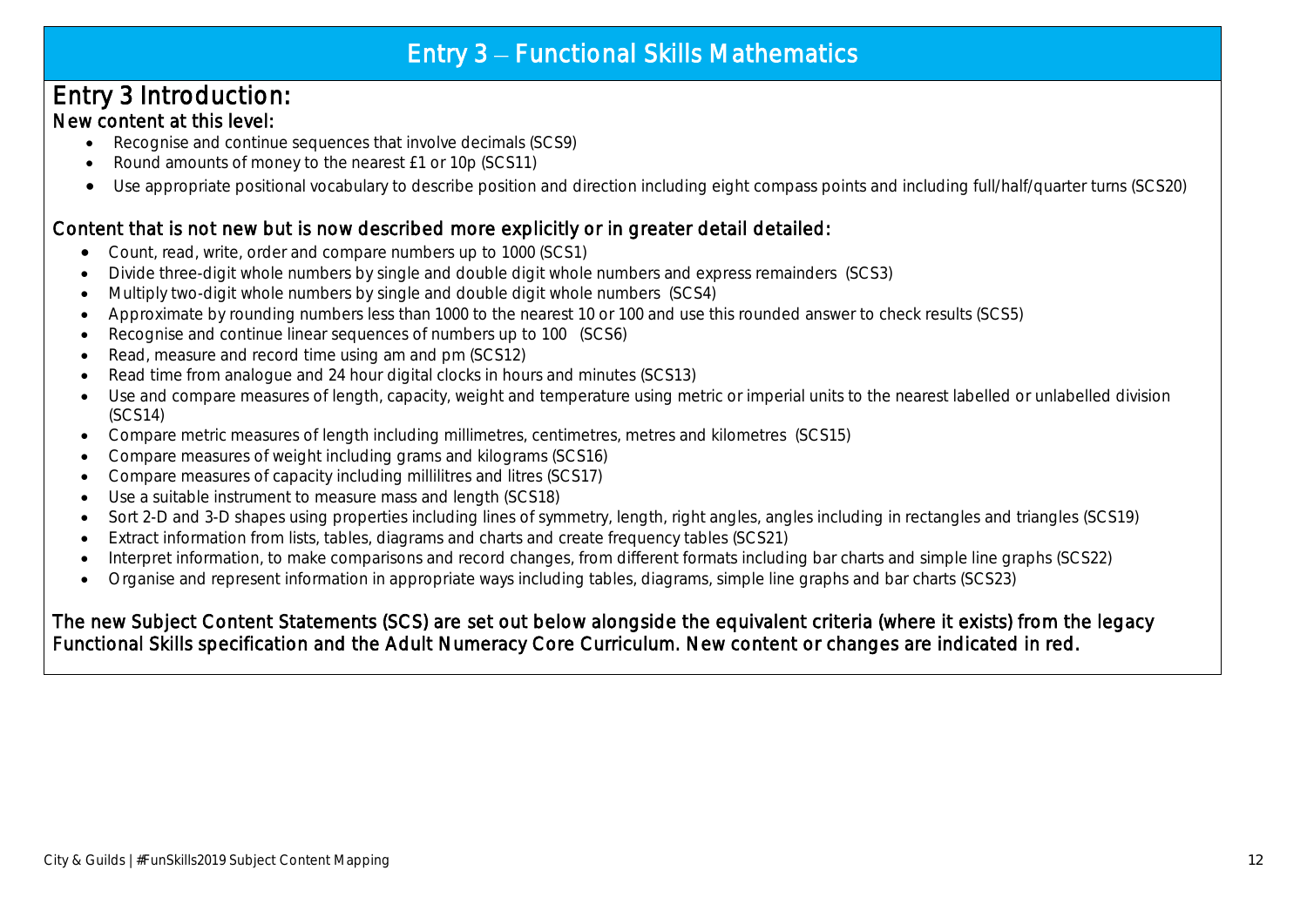# Entry 3 – Functional Skills Mathematics

## Entry 3 Introduction:

### New content at this level:

- Recognise and continue sequences that involve decimals (SCS9)
- Round amounts of money to the nearest £1 or 10p (SCS11)
- Use appropriate positional vocabulary to describe position and direction including eight compass points and including full/half/quarter turns (SCS20)

### Content that is not new but is now described more explicitly or in greater detail detailed:

- Count, read, write, order and compare numbers up to 1000 (SCS1)
- Divide three-digit whole numbers by single and double digit whole numbers and express remainders (SCS3)
- Multiply two-digit whole numbers by single and double digit whole numbers (SCS4)
- Approximate by rounding numbers less than 1000 to the nearest 10 or 100 and use this rounded answer to check results (SCS5)
- Recognise and continue linear sequences of numbers up to 100 (SCS6)
- Read, measure and record time using am and pm (SCS12)
- Read time from analogue and 24 hour digital clocks in hours and minutes (SCS13)
- Use and compare measures of length, capacity, weight and temperature using metric or imperial units to the nearest labelled or unlabelled division (SCS14)
- Compare metric measures of length including millimetres, centimetres, metres and kilometres (SCS15)
- Compare measures of weight including grams and kilograms (SCS16)
- Compare measures of capacity including millilitres and litres (SCS17)
- Use a suitable instrument to measure mass and length (SCS18)
- Sort 2-D and 3-D shapes using properties including lines of symmetry, length, right angles, angles including in rectangles and triangles (SCS19)
- Extract information from lists, tables, diagrams and charts and create frequency tables (SCS21)
- Interpret information, to make comparisons and record changes, from different formats including bar charts and simple line graphs (SCS22)
- Organise and represent information in appropriate ways including tables, diagrams, simple line graphs and bar charts (SCS23)

The new Subject Content Statements (SCS) are set out below alongside the equivalent criteria (where it exists) from the legacy Functional Skills specification and the Adult Numeracy Core Curriculum. New content or changes are indicated in red.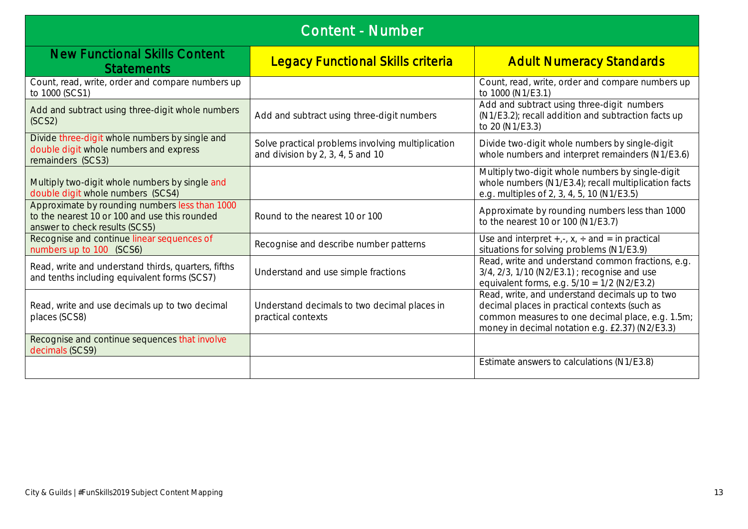## Content - Number

| New Functional Skills Content Statements | Legacy Functional Skills criteria | Adult Numeracy Standards |
|---|---|---|
| Count, read, write, order and compare numbers up to 1000 (SCS1) | | Count, read, write, order and compare numbers up to 1000 (N1/E3.1) |
| Add and subtract using three-digit whole numbers (SCS2) | Add and subtract using three-digit numbers | Add and subtract using three-digit numbers (N1/E3.2); recall addition and subtraction facts up to 20 (N1/E3.3) |
| Divide three-digit whole numbers by single and double digit whole numbers and express remainders (SCS3) | Solve practical problems involving multiplication and division by 2, 3, 4, 5 and 10 | Divide two-digit whole numbers by single-digit whole numbers and interpret remainders (N1/E3.6) |
| Multiply two-digit whole numbers by single and double digit whole numbers (SCS4) | | Multiply two-digit whole numbers by single-digit whole numbers (N1/E3.4); recall multiplication facts e.g. multiples of 2, 3, 4, 5, 10 (N1/E3.5) |
| Approximate by rounding numbers less than 1000 to the nearest 10 or 100 and use this rounded answer to check results (SCS5) | Round to the nearest 10 or 100 | Approximate by rounding numbers less than 1000 to the nearest 10 or 100 (N1/E3.7) |
| Recognise and continue linear sequences of numbers up to 100 (SCS6) | Recognise and describe number patterns | Use and interpret +,-, x, ÷ and = in practical situations for solving problems (N1/E3.9) |
| Read, write and understand thirds, quarters, fifths and tenths including equivalent forms (SCS7) | Understand and use simple fractions | Read, write and understand common fractions, e.g. 3/4, 2/3, 1/10 (N2/E3.1) ; recognise and use equivalent forms, e.g. 5/10 = 1/2 (N2/E3.2) |
| Read, write and use decimals up to two decimal places (SCS8) | Understand decimals to two decimal places in practical contexts | Read, write, and understand decimals up to two decimal places in practical contexts (such as common measures to one decimal place, e.g. 1.5m; money in decimal notation e.g. £2.37) (N2/E3.3) |
| Recognise and continue sequences that involve decimals (SCS9) | | |
| | | Estimate answers to calculations (N1/E3.8) |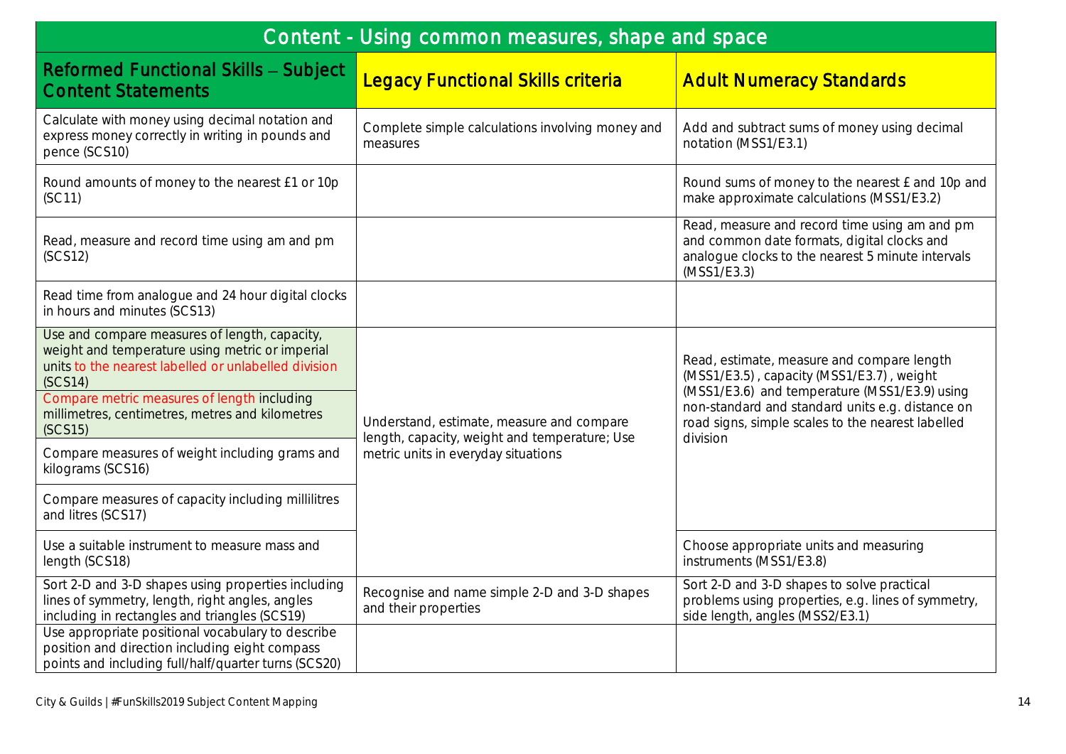| Content - Using common measures, shape and space | | |
|---|---|---|
| **Reformed Functional Skills – Subject Content Statements** | **Legacy Functional Skills criteria** | **Adult Numeracy Standards** |
| Calculate with money using decimal notation and express money correctly in writing in pounds and pence (SCS10) | Complete simple calculations involving money and measures | Add and subtract sums of money using decimal notation (MSS1/E3.1) |
| Round amounts of money to the nearest £1 or 10p (SC11) | | Round sums of money to the nearest £ and 10p and make approximate calculations (MSS1/E3.2) |
| Read, measure and record time using am and pm (SCS12) | | Read, measure and record time using am and pm and common date formats, digital clocks and analogue clocks to the nearest 5 minute intervals (MSS1/E3.3) |
| Read time from analogue and 24 hour digital clocks in hours and minutes (SCS13) | | |
| Use and compare measures of length, capacity, weight and temperature using metric or imperial units to the nearest labelled or unlabelled division (SCS14) | Understand, estimate, measure and compare length, capacity, weight and temperature; Use metric units in everyday situations | Read, estimate, measure and compare length (MSS1/E3.5), capacity (MSS1/E3.7), weight (MSS1/E3.6) and temperature (MSS1/E3.9) using non-standard and standard units e.g. distance on road signs, simple scales to the nearest labelled division |
| Compare metric measures of length including millimetres, centimetres, metres and kilometres (SCS15) | | |
| Compare measures of weight including grams and kilograms (SCS16) | | |
| Compare measures of capacity including millilitres and litres (SCS17) | | |
| Use a suitable instrument to measure mass and length (SCS18) | | Choose appropriate units and measuring instruments (MSS1/E3.8) |
| Sort 2-D and 3-D shapes using properties including lines of symmetry, length, right angles, angles including in rectangles and triangles (SCS19) | Recognise and name simple 2-D and 3-D shapes and their properties | Sort 2-D and 3-D shapes to solve practical problems using properties, e.g. lines of symmetry, side length, angles (MSS2/E3.1) |
| Use appropriate positional vocabulary to describe position and direction including eight compass points and including full/half/quarter turns (SCS20) | | |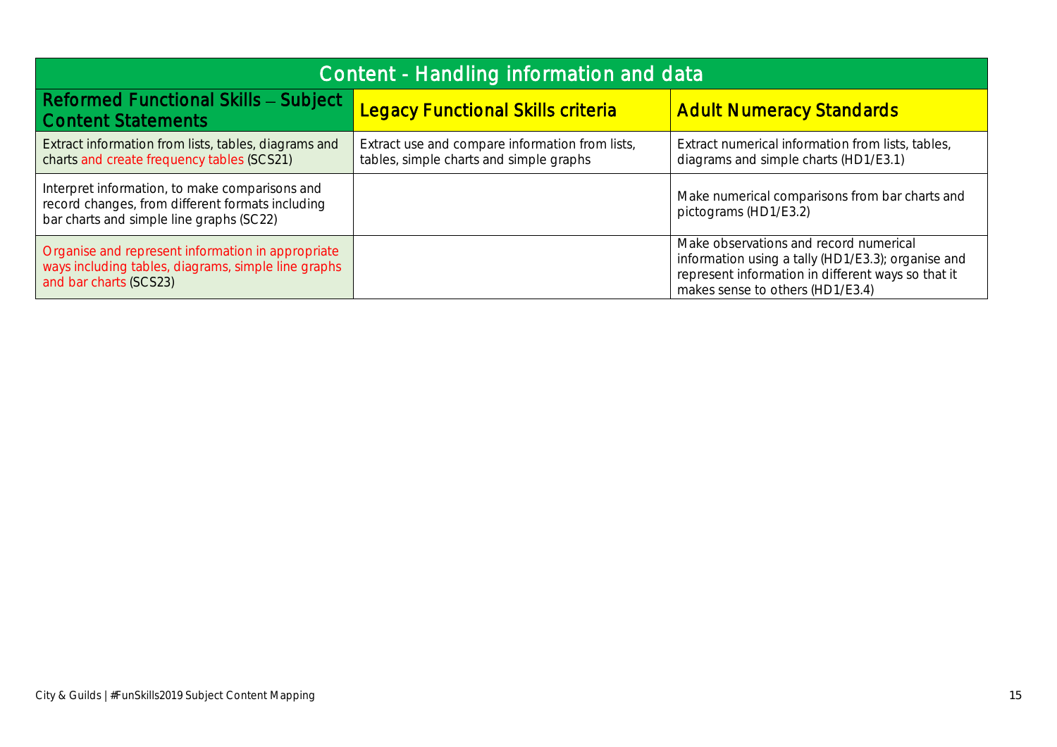| Content - Handling information and data | | |
|---|---|---|
| **Reformed Functional Skills – Subject Content Statements** | **Legacy Functional Skills criteria** | **Adult Numeracy Standards** |
| Extract information from lists, tables, diagrams and charts and create frequency tables (SCS21) | Extract use and compare information from lists, tables, simple charts and simple graphs | Extract numerical information from lists, tables, diagrams and simple charts (HD1/E3.1) |
| Interpret information, to make comparisons and record changes, from different formats including bar charts and simple line graphs (SC22) | | Make numerical comparisons from bar charts and pictograms (HD1/E3.2) |
| Organise and represent information in appropriate ways including tables, diagrams, simple line graphs and bar charts (SCS23) | | Make observations and record numerical information using a tally (HD1/E3.3); organise and represent information in different ways so that it makes sense to others (HD1/E3.4) |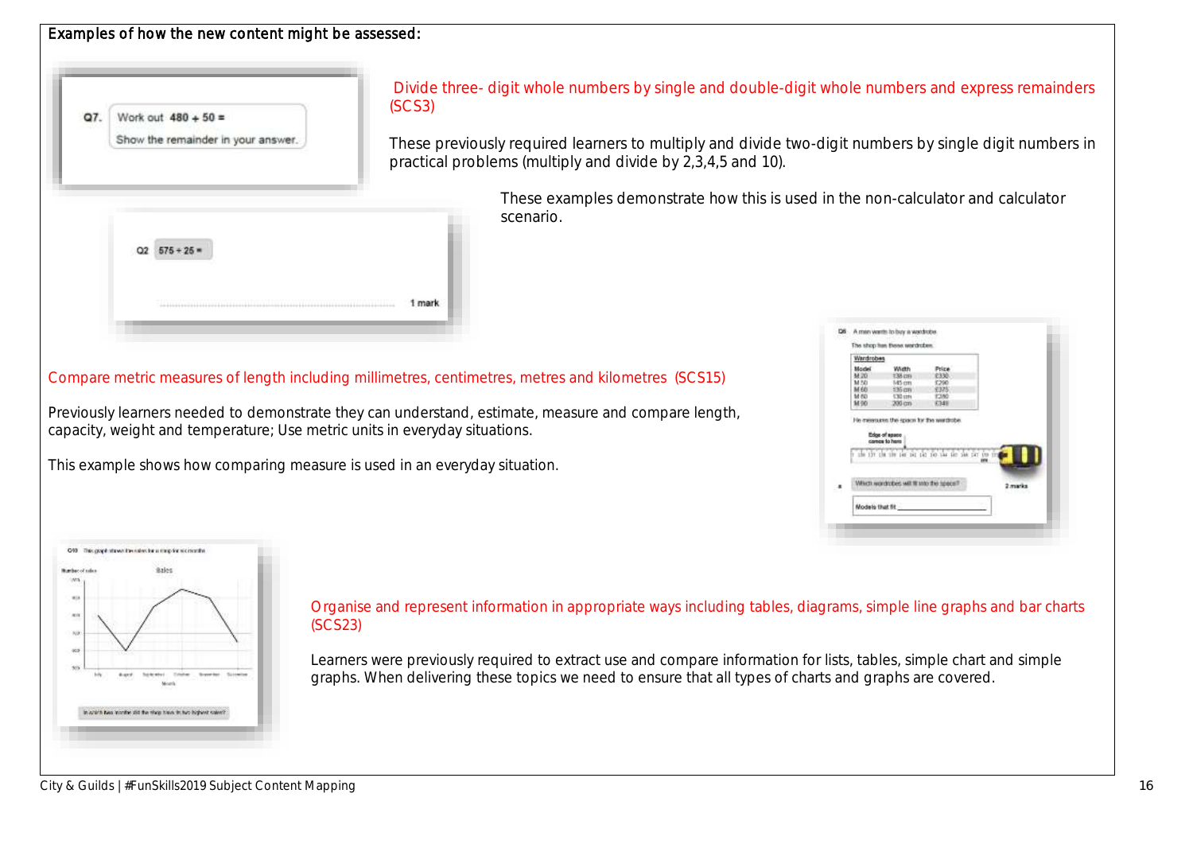Examples of how the new content might be assessed:

Q7. Work out 480 ÷ 50 =

Show the remainder in your answer.

Divide three- digit whole numbers by single and double-digit whole numbers and express remainders (SCS3)

These previously required learners to multiply and divide two-digit numbers by single digit numbers in practical problems (multiply and divide by 2,3,4,5 and 10).

These examples demonstrate how this is used in the non-calculator and calculator scenario.

Q2 575 ÷ 25 =

........................................ 1 mark

Compare metric measures of length including millimetres, centimetres, metres and kilometres (SCS15)

Previously learners needed to demonstrate they can understand, estimate, measure and compare length, capacity, weight and temperature; Use metric units in everyday situations.

This example shows how comparing measure is used in an everyday situation.

Q6 A man wants to buy a wardrobe.

The shop has these wardrobes.

| Model | Width | Price |
|---|---|---|
| M 20 | 138 cm | £330 |
| M 50 | 145 cm | £290 |
| M 60 | 135 cm | £375 |
| M 80 | 130 cm | £280 |
| M 90 | 200 cm | £349 |

He measures the space for the wardrobe.

a Which wardrobes will fit into the space? 2 marks

Models that fit ________________

Q10 This graph shows the sales for a shop for six months.

In which two months did the shop have its two highest sales?

Organise and represent information in appropriate ways including tables, diagrams, simple line graphs and bar charts (SCS23)

Learners were previously required to extract use and compare information for lists, tables, simple chart and simple graphs. When delivering these topics we need to ensure that all types of charts and graphs are covered.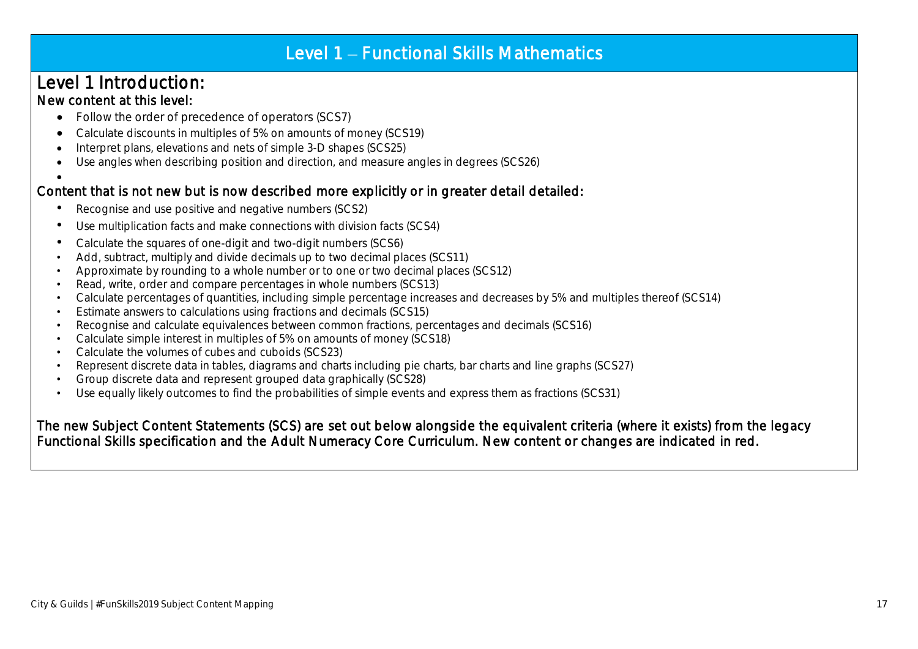# Level 1 – Functional Skills Mathematics

## Level 1 Introduction:

### New content at this level:

- Follow the order of precedence of operators (SCS7)
- Calculate discounts in multiples of 5% on amounts of money (SCS19)
- Interpret plans, elevations and nets of simple 3-D shapes (SCS25)
- Use angles when describing position and direction, and measure angles in degrees (SCS26)

### Content that is not new but is now described more explicitly or in greater detail detailed:

- Recognise and use positive and negative numbers (SCS2)
- Use multiplication facts and make connections with division facts (SCS4)
- Calculate the squares of one-digit and two-digit numbers (SCS6)
- Add, subtract, multiply and divide decimals up to two decimal places (SCS11)
- Approximate by rounding to a whole number or to one or two decimal places (SCS12)
- Read, write, order and compare percentages in whole numbers (SCS13)
- Calculate percentages of quantities, including simple percentage increases and decreases by 5% and multiples thereof (SCS14)
- Estimate answers to calculations using fractions and decimals (SCS15)
- Recognise and calculate equivalences between common fractions, percentages and decimals (SCS16)
- Calculate simple interest in multiples of 5% on amounts of money (SCS18)
- Calculate the volumes of cubes and cuboids (SCS23)
- Represent discrete data in tables, diagrams and charts including pie charts, bar charts and line graphs (SCS27)
- Group discrete data and represent grouped data graphically (SCS28)
- Use equally likely outcomes to find the probabilities of simple events and express them as fractions (SCS31)

The new Subject Content Statements (SCS) are set out below alongside the equivalent criteria (where it exists) from the legacy Functional Skills specification and the Adult Numeracy Core Curriculum. New content or changes are indicated in red.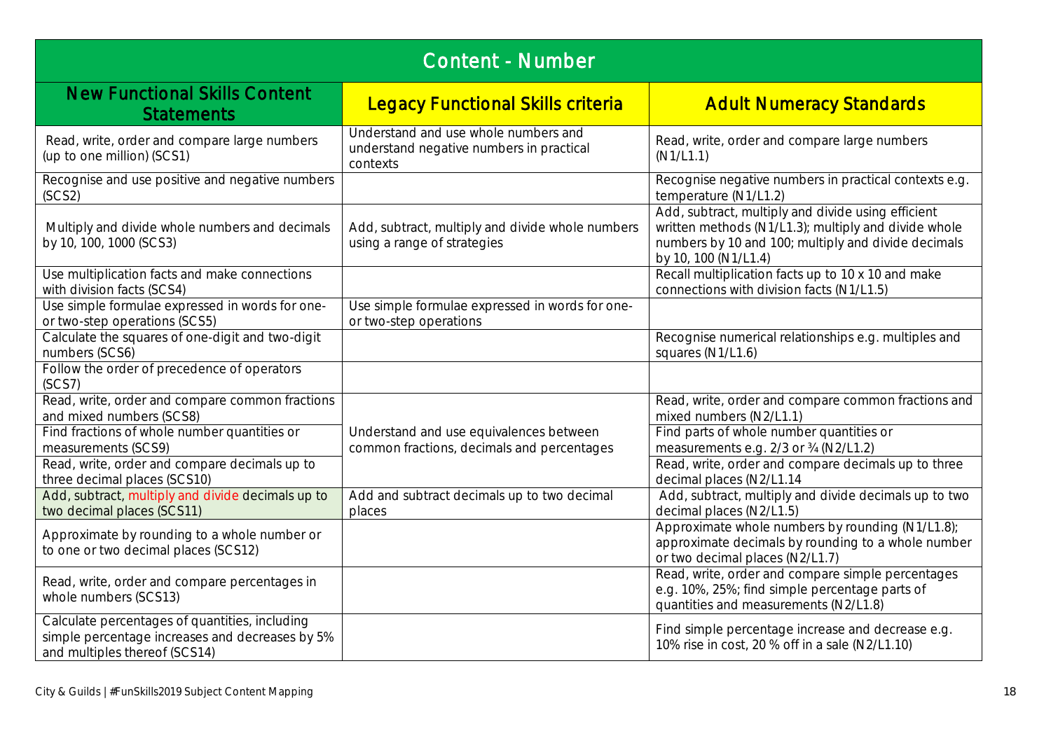## Content - Number

| New Functional Skills Content Statements | Legacy Functional Skills criteria | Adult Numeracy Standards |
|---|---|---|
| Read, write, order and compare large numbers (up to one million) (SCS1) | Understand and use whole numbers and understand negative numbers in practical contexts | Read, write, order and compare large numbers (N1/L1.1) |
| Recognise and use positive and negative numbers (SCS2) | | Recognise negative numbers in practical contexts e.g. temperature (N1/L1.2) |
| Multiply and divide whole numbers and decimals by 10, 100, 1000 (SCS3) | Add, subtract, multiply and divide whole numbers using a range of strategies | Add, subtract, multiply and divide using efficient written methods (N1/L1.3); multiply and divide whole numbers by 10 and 100; multiply and divide decimals by 10, 100 (N1/L1.4) |
| Use multiplication facts and make connections with division facts (SCS4) | | Recall multiplication facts up to 10 x 10 and make connections with division facts (N1/L1.5) |
| Use simple formulae expressed in words for one- or two-step operations (SCS5) | Use simple formulae expressed in words for one- or two-step operations | |
| Calculate the squares of one-digit and two-digit numbers (SCS6) | | Recognise numerical relationships e.g. multiples and squares (N1/L1.6) |
| Follow the order of precedence of operators (SCS7) | | |
| Read, write, order and compare common fractions and mixed numbers (SCS8) | Understand and use equivalences between common fractions, decimals and percentages | Read, write, order and compare common fractions and mixed numbers (N2/L1.1) |
| Find fractions of whole number quantities or measurements (SCS9) | | Find parts of whole number quantities or measurements e.g. 2/3 or ¾ (N2/L1.2) |
| Read, write, order and compare decimals up to three decimal places (SCS10) | | Read, write, order and compare decimals up to three decimal places (N2/L1.14 |
| Add, subtract, multiply and divide decimals up to two decimal places (SCS11) | Add and subtract decimals up to two decimal places | Add, subtract, multiply and divide decimals up to two decimal places (N2/L1.5) |
| Approximate by rounding to a whole number or to one or two decimal places (SCS12) | | Approximate whole numbers by rounding (N1/L1.8); approximate decimals by rounding to a whole number or two decimal places (N2/L1.7) |
| Read, write, order and compare percentages in whole numbers (SCS13) | | Read, write, order and compare simple percentages e.g. 10%, 25%; find simple percentage parts of quantities and measurements (N2/L1.8) |
| Calculate percentages of quantities, including simple percentage increases and decreases by 5% and multiples thereof (SCS14) | | Find simple percentage increase and decrease e.g. 10% rise in cost, 20 % off in a sale (N2/L1.10) |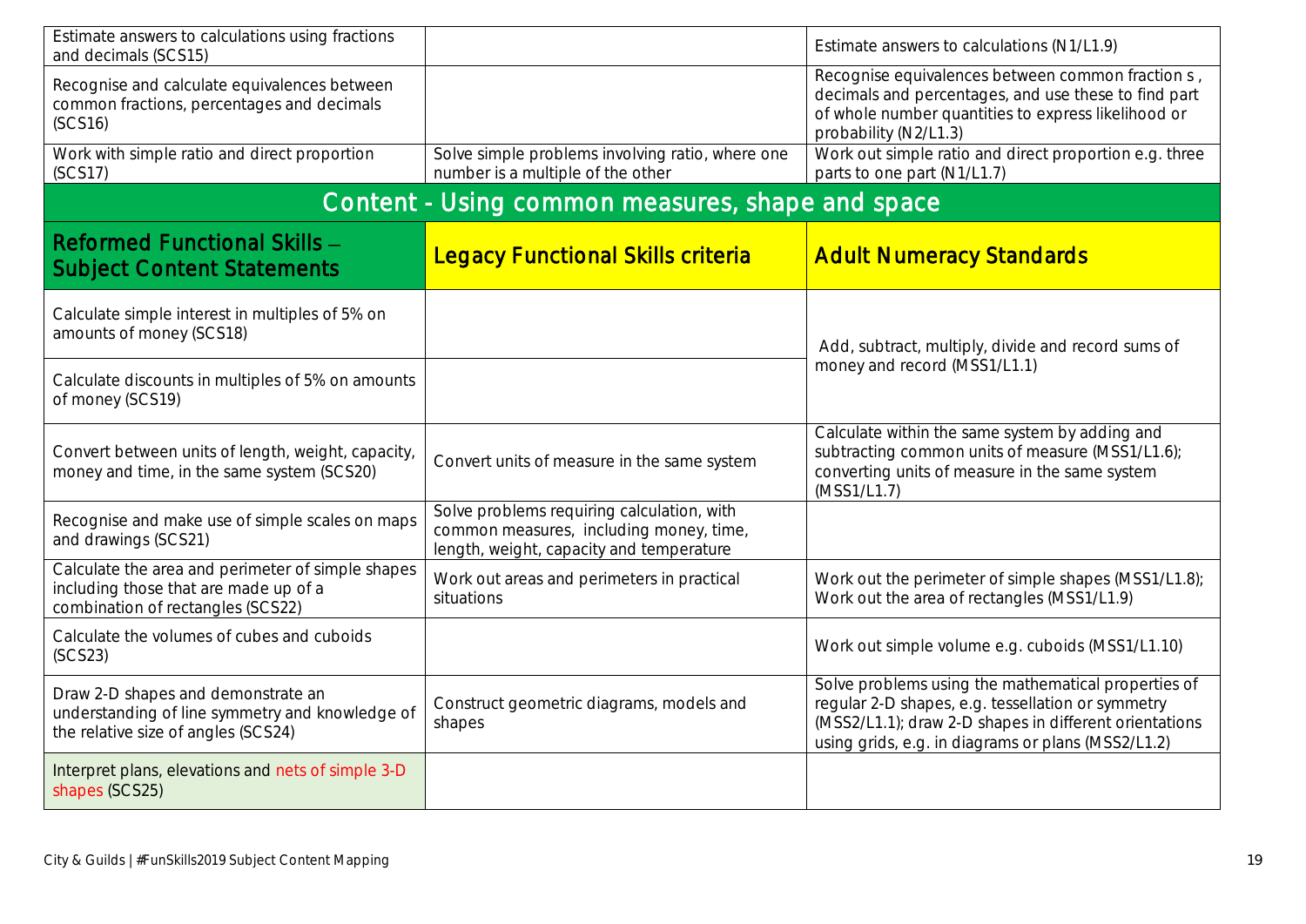| | | |
|---|---|---|
| Estimate answers to calculations using fractions and decimals (SCS15) | | Estimate answers to calculations (N1/L1.9) |
| Recognise and calculate equivalences between common fractions, percentages and decimals (SCS16) | | Recognise equivalences between common fraction s , decimals and percentages, and use these to find part of whole number quantities to express likelihood or probability (N2/L1.3) |
| Work with simple ratio and direct proportion (SCS17) | Solve simple problems involving ratio, where one number is a multiple of the other | Work out simple ratio and direct proportion e.g. three parts to one part (N1/L1.7) |

## Content - Using common measures, shape and space

| Reformed Functional Skills – Subject Content Statements | Legacy Functional Skills criteria | Adult Numeracy Standards |
|---|---|---|
| Calculate simple interest in multiples of 5% on amounts of money (SCS18) | | Add, subtract, multiply, divide and record sums of money and record (MSS1/L1.1) |
| Calculate discounts in multiples of 5% on amounts of money (SCS19) | | |
| Convert between units of length, weight, capacity, money and time, in the same system (SCS20) | Convert units of measure in the same system | Calculate within the same system by adding and subtracting common units of measure (MSS1/L1.6); converting units of measure in the same system (MSS1/L1.7) |
| Recognise and make use of simple scales on maps and drawings (SCS21) | Solve problems requiring calculation, with common measures, including money, time, length, weight, capacity and temperature | |
| Calculate the area and perimeter of simple shapes including those that are made up of a combination of rectangles (SCS22) | Work out areas and perimeters in practical situations | Work out the perimeter of simple shapes (MSS1/L1.8); Work out the area of rectangles (MSS1/L1.9) |
| Calculate the volumes of cubes and cuboids (SCS23) | | Work out simple volume e.g. cuboids (MSS1/L1.10) |
| Draw 2-D shapes and demonstrate an understanding of line symmetry and knowledge of the relative size of angles (SCS24) | Construct geometric diagrams, models and shapes | Solve problems using the mathematical properties of regular 2-D shapes, e.g. tessellation or symmetry (MSS2/L1.1); draw 2-D shapes in different orientations using grids, e.g. in diagrams or plans (MSS2/L1.2) |
| Interpret plans, elevations and nets of simple 3-D shapes (SCS25) | | |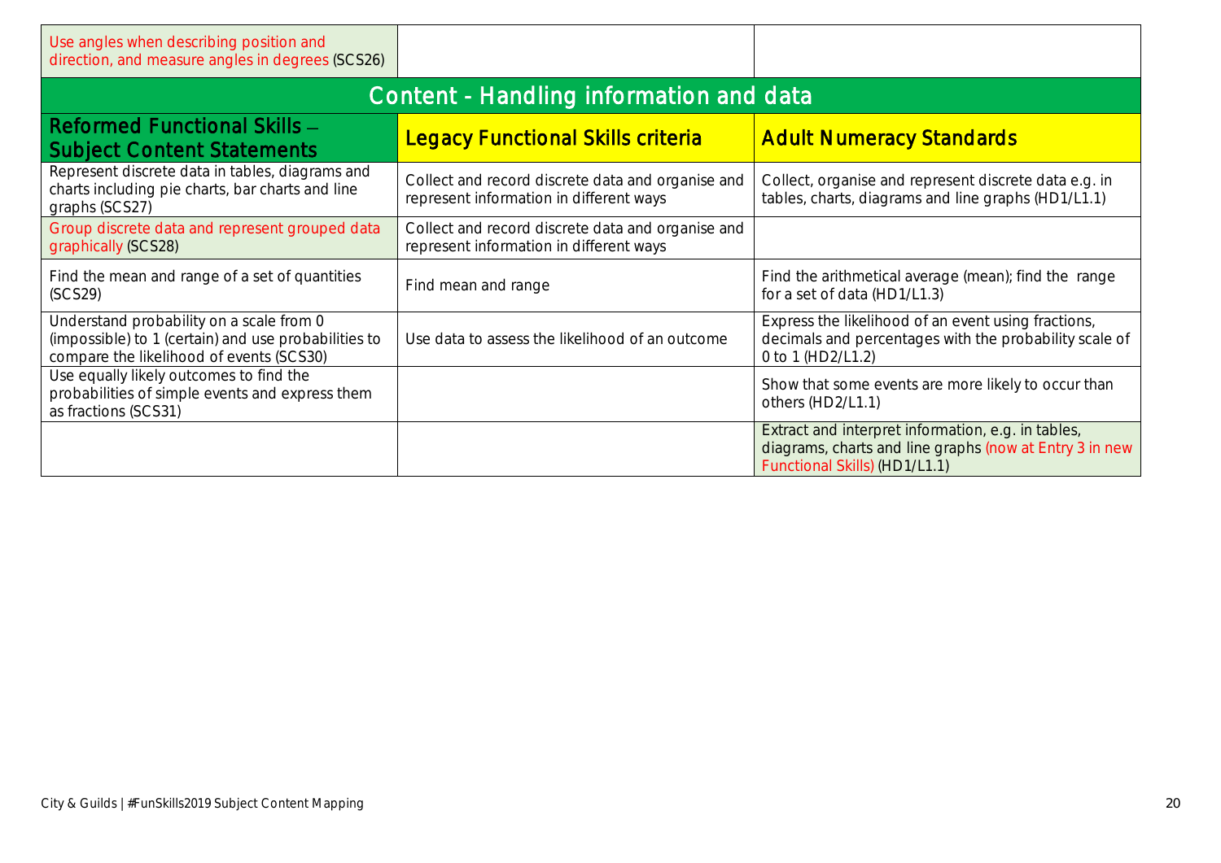| Use angles when describing position and direction, and measure angles in degrees (SCS26) | | |
|---|---|---|

## Content - Handling information and data

| Reformed Functional Skills – Subject Content Statements | Legacy Functional Skills criteria | Adult Numeracy Standards |
|---|---|---|
| Represent discrete data in tables, diagrams and charts including pie charts, bar charts and line graphs (SCS27) | Collect and record discrete data and organise and represent information in different ways | Collect, organise and represent discrete data e.g. in tables, charts, diagrams and line graphs (HD1/L1.1) |
| Group discrete data and represent grouped data graphically (SCS28) | Collect and record discrete data and organise and represent information in different ways | |
| Find the mean and range of a set of quantities (SCS29) | Find mean and range | Find the arithmetical average (mean); find the range for a set of data (HD1/L1.3) |
| Understand probability on a scale from 0 (impossible) to 1 (certain) and use probabilities to compare the likelihood of events (SCS30) | Use data to assess the likelihood of an outcome | Express the likelihood of an event using fractions, decimals and percentages with the probability scale of 0 to 1 (HD2/L1.2) |
| Use equally likely outcomes to find the probabilities of simple events and express them as fractions (SCS31) | | Show that some events are more likely to occur than others (HD2/L1.1) |
| | | Extract and interpret information, e.g. in tables, diagrams, charts and line graphs (now at Entry 3 in new Functional Skills) (HD1/L1.1) |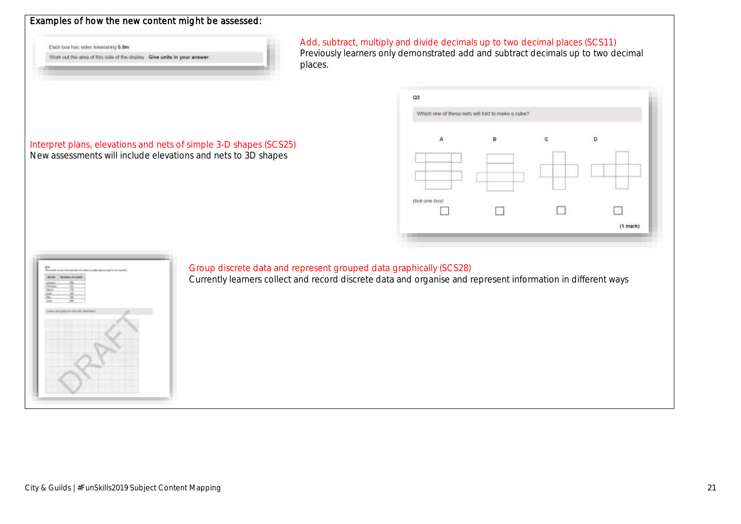Examples of how the new content might be assessed:

Each box has sides measuring **0.5m**

Work out the area of this side of the display. **Give units in your answer.**

Add, subtract, multiply and divide decimals up to two decimal places (SCS11)
Previously learners only demonstrated add and subtract decimals up to two decimal places.

Interpret plans, elevations and nets of simple 3-D shapes (SCS25)
New assessments will include elevations and nets to 3D shapes

Q3

Which one of these nets will fold to make a cube?

A B C D

*(tick one box)*

**(1 mark)**

Group discrete data and represent grouped data graphically (SCS28)
Currently learners collect and record discrete data and organise and represent information in different ways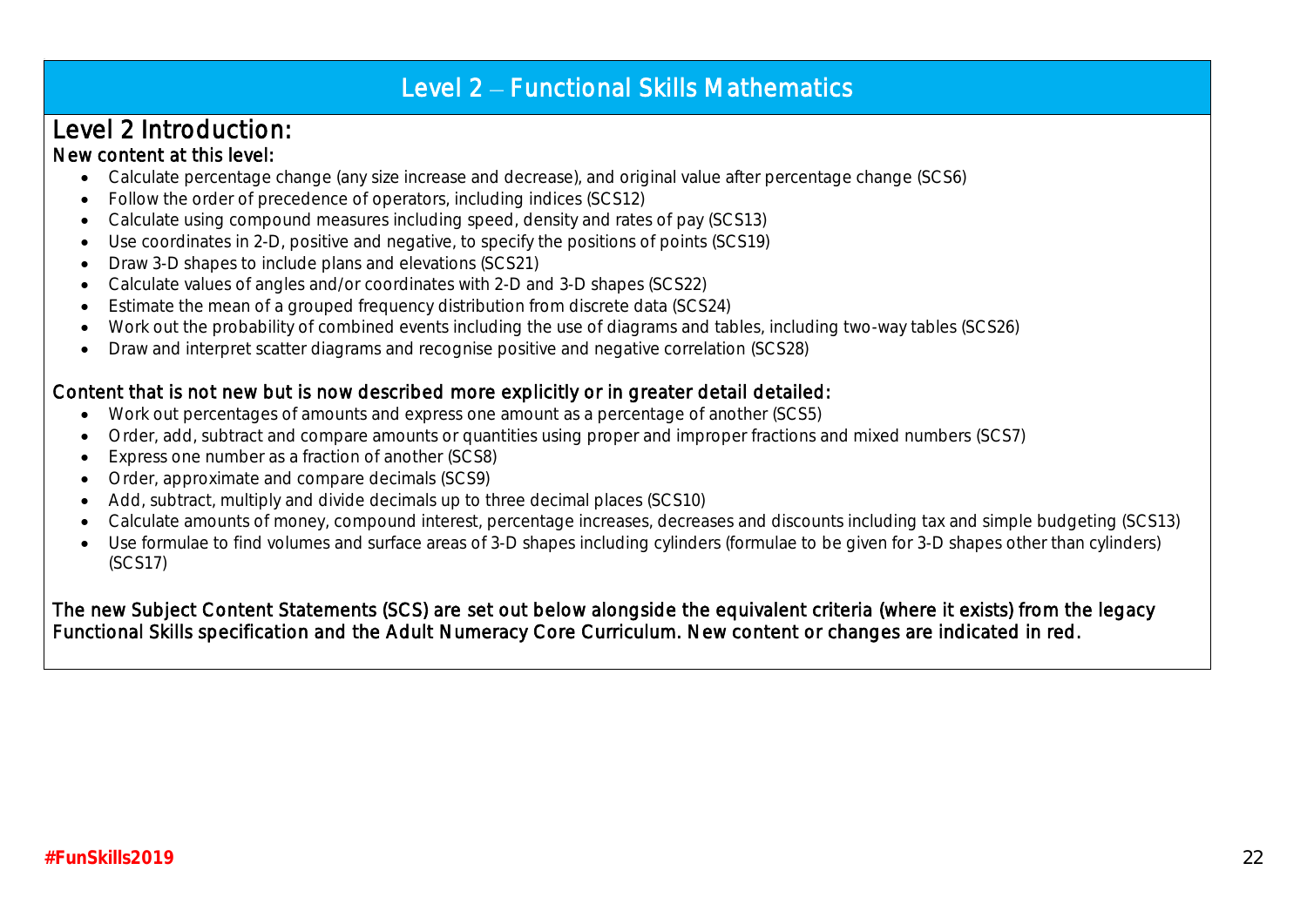# Level 2 – Functional Skills Mathematics

## Level 2 Introduction:

### New content at this level:

- Calculate percentage change (any size increase and decrease), and original value after percentage change (SCS6)
- Follow the order of precedence of operators, including indices (SCS12)
- Calculate using compound measures including speed, density and rates of pay (SCS13)
- Use coordinates in 2-D, positive and negative, to specify the positions of points (SCS19)
- Draw 3-D shapes to include plans and elevations (SCS21)
- Calculate values of angles and/or coordinates with 2-D and 3-D shapes (SCS22)
- Estimate the mean of a grouped frequency distribution from discrete data (SCS24)
- Work out the probability of combined events including the use of diagrams and tables, including two-way tables (SCS26)
- Draw and interpret scatter diagrams and recognise positive and negative correlation (SCS28)

### Content that is not new but is now described more explicitly or in greater detail detailed:

- Work out percentages of amounts and express one amount as a percentage of another (SCS5)
- Order, add, subtract and compare amounts or quantities using proper and improper fractions and mixed numbers (SCS7)
- Express one number as a fraction of another (SCS8)
- Order, approximate and compare decimals (SCS9)
- Add, subtract, multiply and divide decimals up to three decimal places (SCS10)
- Calculate amounts of money, compound interest, percentage increases, decreases and discounts including tax and simple budgeting (SCS13)
- Use formulae to find volumes and surface areas of 3-D shapes including cylinders (formulae to be given for 3-D shapes other than cylinders) (SCS17)

The new Subject Content Statements (SCS) are set out below alongside the equivalent criteria (where it exists) from the legacy Functional Skills specification and the Adult Numeracy Core Curriculum. New content or changes are indicated in red.

#FunSkills2019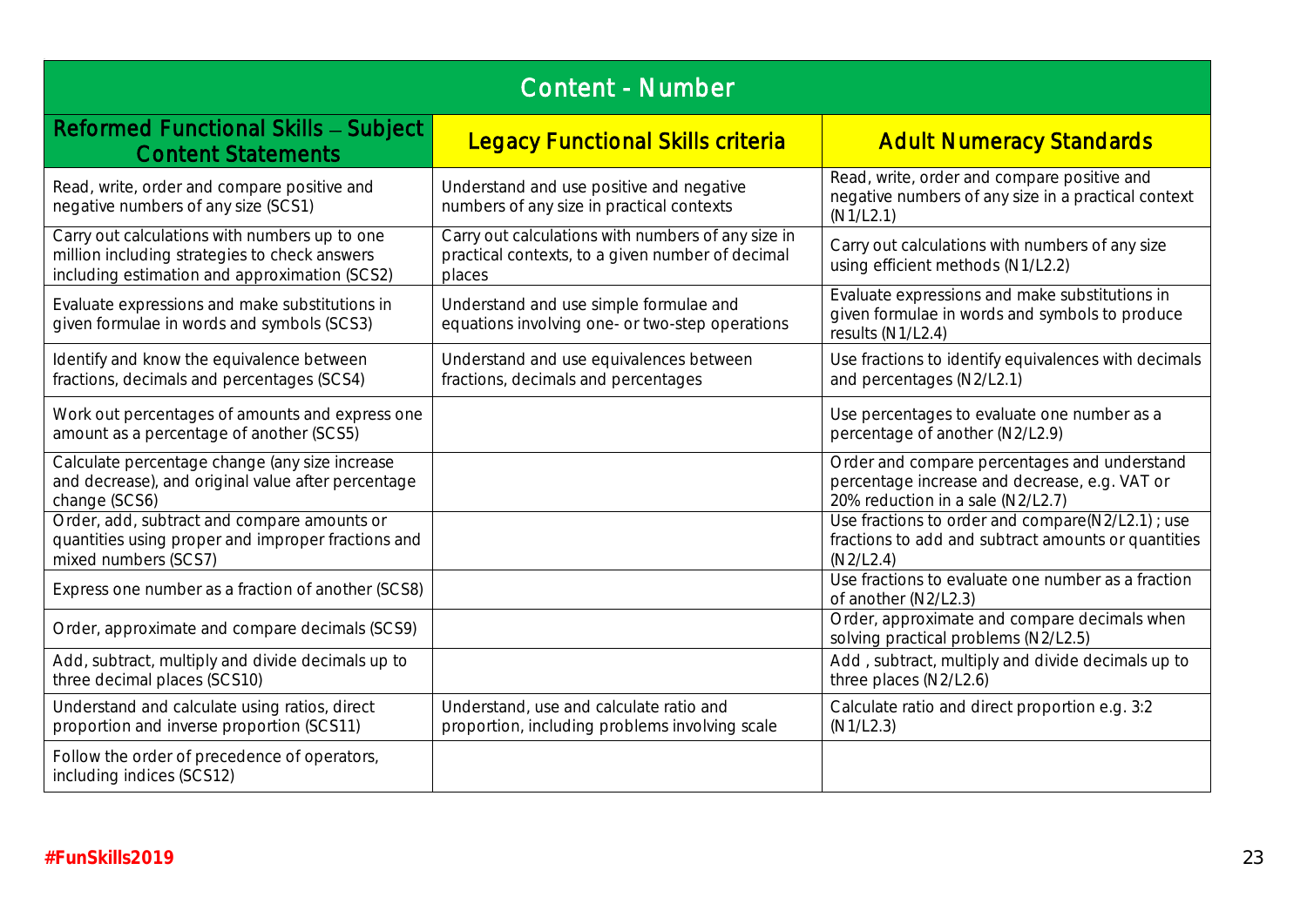## Content - Number

| Reformed Functional Skills – Subject Content Statements | Legacy Functional Skills criteria | Adult Numeracy Standards |
|---|---|---|
| Read, write, order and compare positive and negative numbers of any size (SCS1) | Understand and use positive and negative numbers of any size in practical contexts | Read, write, order and compare positive and negative numbers of any size in a practical context (N1/L2.1) |
| Carry out calculations with numbers up to one million including strategies to check answers including estimation and approximation (SCS2) | Carry out calculations with numbers of any size in practical contexts, to a given number of decimal places | Carry out calculations with numbers of any size using efficient methods (N1/L2.2) |
| Evaluate expressions and make substitutions in given formulae in words and symbols (SCS3) | Understand and use simple formulae and equations involving one- or two-step operations | Evaluate expressions and make substitutions in given formulae in words and symbols to produce results (N1/L2.4) |
| Identify and know the equivalence between fractions, decimals and percentages (SCS4) | Understand and use equivalences between fractions, decimals and percentages | Use fractions to identify equivalences with decimals and percentages (N2/L2.1) |
| Work out percentages of amounts and express one amount as a percentage of another (SCS5) | | Use percentages to evaluate one number as a percentage of another (N2/L2.9) |
| Calculate percentage change (any size increase and decrease), and original value after percentage change (SCS6) | | Order and compare percentages and understand percentage increase and decrease, e.g. VAT or 20% reduction in a sale (N2/L2.7) |
| Order, add, subtract and compare amounts or quantities using proper and improper fractions and mixed numbers (SCS7) | | Use fractions to order and compare(N2/L2.1) ; use fractions to add and subtract amounts or quantities (N2/L2.4) |
| Express one number as a fraction of another (SCS8) | | Use fractions to evaluate one number as a fraction of another (N2/L2.3) |
| Order, approximate and compare decimals (SCS9) | | Order, approximate and compare decimals when solving practical problems (N2/L2.5) |
| Add, subtract, multiply and divide decimals up to three decimal places (SCS10) | | Add , subtract, multiply and divide decimals up to three places (N2/L2.6) |
| Understand and calculate using ratios, direct proportion and inverse proportion (SCS11) | Understand, use and calculate ratio and proportion, including problems involving scale | Calculate ratio and direct proportion e.g. 3:2 (N1/L2.3) |
| Follow the order of precedence of operators, including indices (SCS12) | | |

#FunSkills2019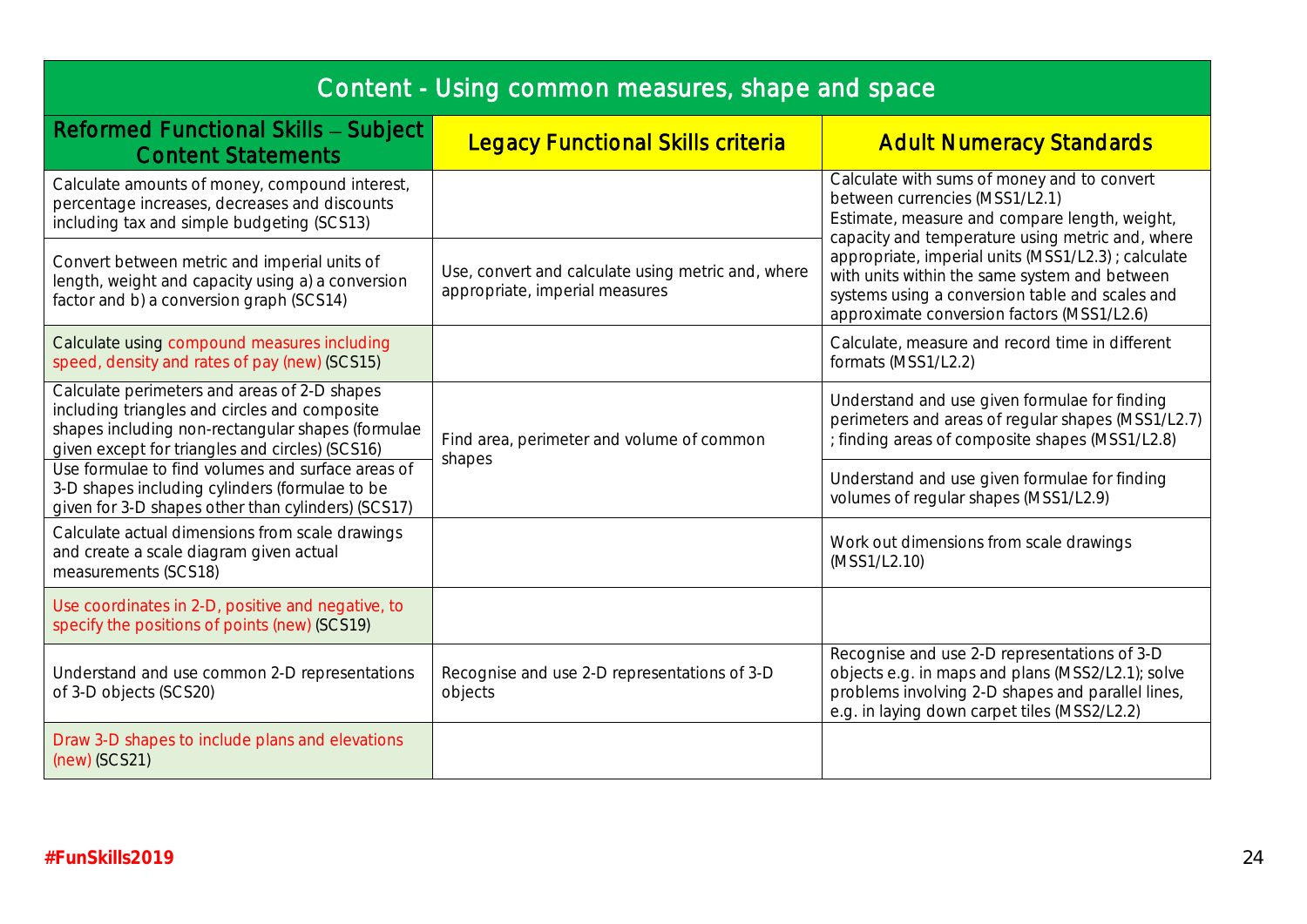| Content - Using common measures, shape and space | | |
|---|---|---|
| **Reformed Functional Skills – Subject Content Statements** | **Legacy Functional Skills criteria** | **Adult Numeracy Standards** |
| Calculate amounts of money, compound interest, percentage increases, decreases and discounts including tax and simple budgeting (SCS13) | | Calculate with sums of money and to convert between currencies (MSS1/L2.1) |
| Convert between metric and imperial units of length, weight and capacity using a) a conversion factor and b) a conversion graph (SCS14) | Use, convert and calculate using metric and, where appropriate, imperial measures | Estimate, measure and compare length, weight, capacity and temperature using metric and, where appropriate, imperial units (MSS1/L2.3) ; calculate with units within the same system and between systems using a conversion table and scales and approximate conversion factors (MSS1/L2.6) |
| Calculate using compound measures including speed, density and rates of pay (new) (SCS15) | | Calculate, measure and record time in different formats (MSS1/L2.2) |
| Calculate perimeters and areas of 2-D shapes including triangles and circles and composite shapes including non-rectangular shapes (formulae given except for triangles and circles) (SCS16) | Find area, perimeter and volume of common shapes | Understand and use given formulae for finding perimeters and areas of regular shapes (MSS1/L2.7) ; finding areas of composite shapes (MSS1/L2.8) |
| Use formulae to find volumes and surface areas of 3-D shapes including cylinders (formulae to be given for 3-D shapes other than cylinders) (SCS17) | | Understand and use given formulae for finding volumes of regular shapes (MSS1/L2.9) |
| Calculate actual dimensions from scale drawings and create a scale diagram given actual measurements (SCS18) | | Work out dimensions from scale drawings (MSS1/L2.10) |
| Use coordinates in 2-D, positive and negative, to specify the positions of points (new) (SCS19) | | |
| Understand and use common 2-D representations of 3-D objects (SCS20) | Recognise and use 2-D representations of 3-D objects | Recognise and use 2-D representations of 3-D objects e.g. in maps and plans (MSS2/L2.1); solve problems involving 2-D shapes and parallel lines, e.g. in laying down carpet tiles (MSS2/L2.2) |
| Draw 3-D shapes to include plans and elevations (new) (SCS21) | | |

#FunSkills2019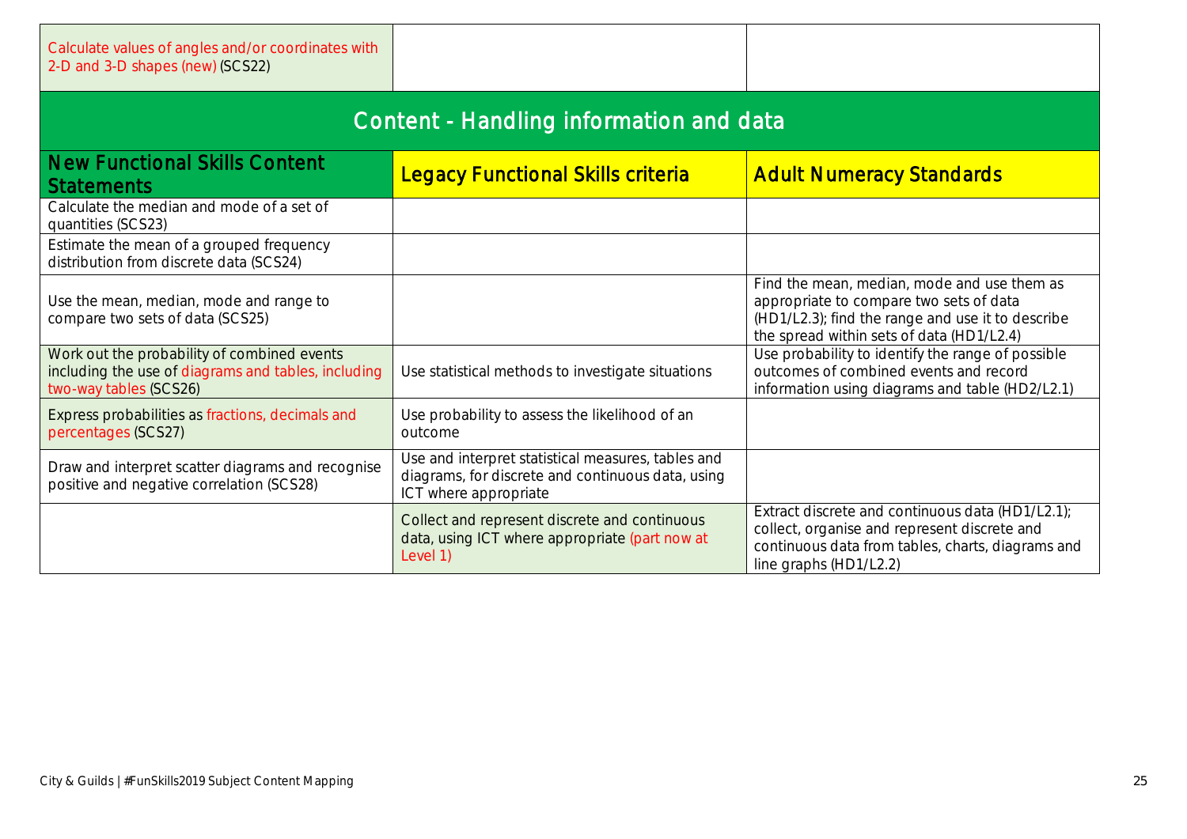| Calculate values of angles and/or coordinates with 2-D and 3-D shapes (new) (SCS22) | | |
|---|---|---|

## Content - Handling information and data

| New Functional Skills Content Statements | Legacy Functional Skills criteria | Adult Numeracy Standards |
|---|---|---|
| Calculate the median and mode of a set of quantities (SCS23) | | |
| Estimate the mean of a grouped frequency distribution from discrete data (SCS24) | | |
| Use the mean, median, mode and range to compare two sets of data (SCS25) | | Find the mean, median, mode and use them as appropriate to compare two sets of data (HD1/L2.3); find the range and use it to describe the spread within sets of data (HD1/L2.4) |
| Work out the probability of combined events including the use of diagrams and tables, including two-way tables (SCS26) | Use statistical methods to investigate situations | Use probability to identify the range of possible outcomes of combined events and record information using diagrams and table (HD2/L2.1) |
| Express probabilities as fractions, decimals and percentages (SCS27) | Use probability to assess the likelihood of an outcome | |
| Draw and interpret scatter diagrams and recognise positive and negative correlation (SCS28) | Use and interpret statistical measures, tables and diagrams, for discrete and continuous data, using ICT where appropriate | |
| | Collect and represent discrete and continuous data, using ICT where appropriate (part now at Level 1) | Extract discrete and continuous data (HD1/L2.1); collect, organise and represent discrete and continuous data from tables, charts, diagrams and line graphs (HD1/L2.2) |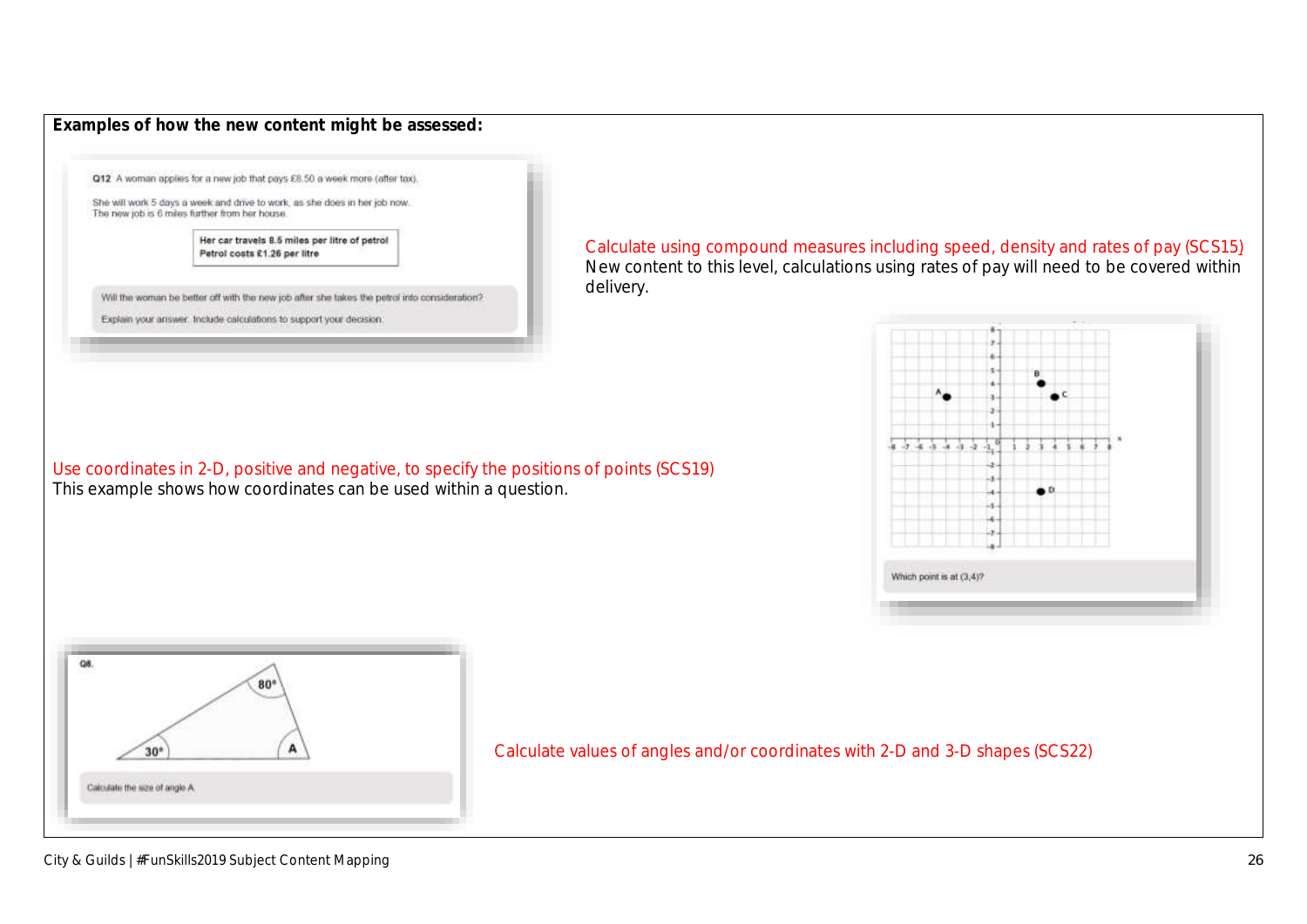**Examples of how the new content might be assessed:**

Q12 A woman applies for a new job that pays £8.50 a week more (after tax).

She will work 5 days a week and drive to work, as she does in her job now.
The new job is 6 miles further from her house.

**Her car travels 8.5 miles per litre of petrol**
**Petrol costs £1.26 per litre**

Will the woman be better off with the new job after she takes the petrol into consideration?

Explain your answer. Include calculations to support your decision.

Calculate using compound measures including speed, density and rates of pay (SCS15)
New content to this level, calculations using rates of pay will need to be covered within delivery.

Use coordinates in 2-D, positive and negative, to specify the positions of points (SCS19)
This example shows how coordinates can be used within a question.

Which point is at (3,4)?

Q8.

Calculate the size of angle A

Calculate values of angles and/or coordinates with 2-D and 3-D shapes (SCS22)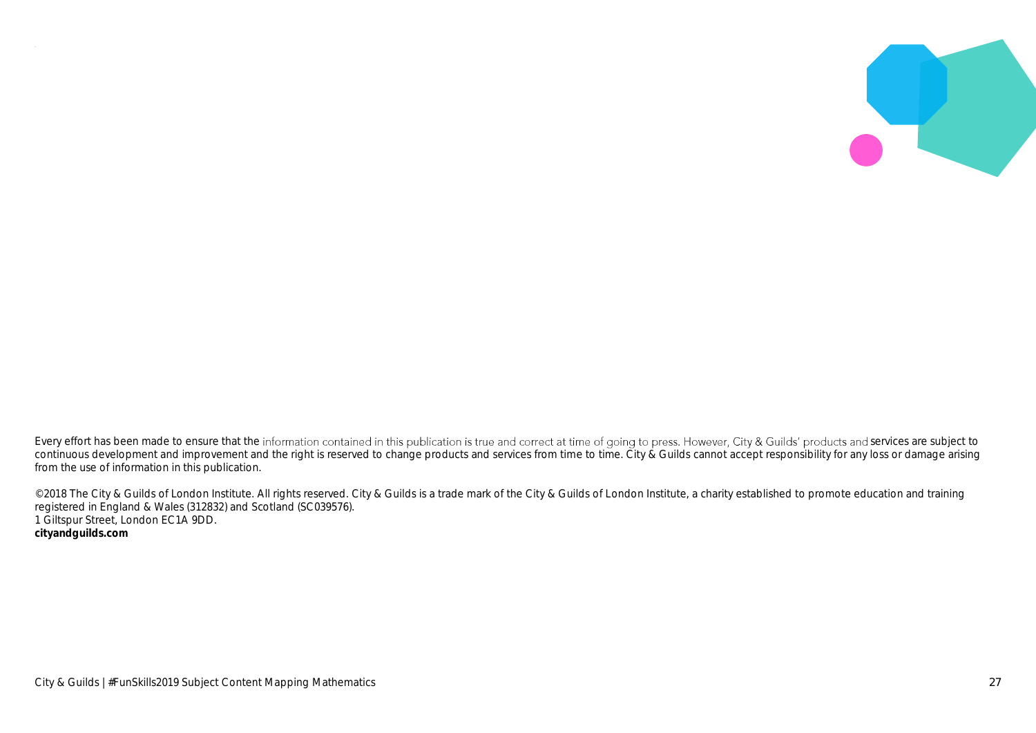Every effort has been made to ensure that the information contained in this publication is true and correct at time of going to press. However, City & Guilds' products and services are subject to continuous development and improvement and the right is reserved to change products and services from time to time. City & Guilds cannot accept responsibility for any loss or damage arising from the use of information in this publication.

©2018 The City & Guilds of London Institute. All rights reserved. City & Guilds is a trade mark of the City & Guilds of London Institute, a charity established to promote education and training registered in England & Wales (312832) and Scotland (SC039576).
1 Giltspur Street, London EC1A 9DD.
**cityandguilds.com**